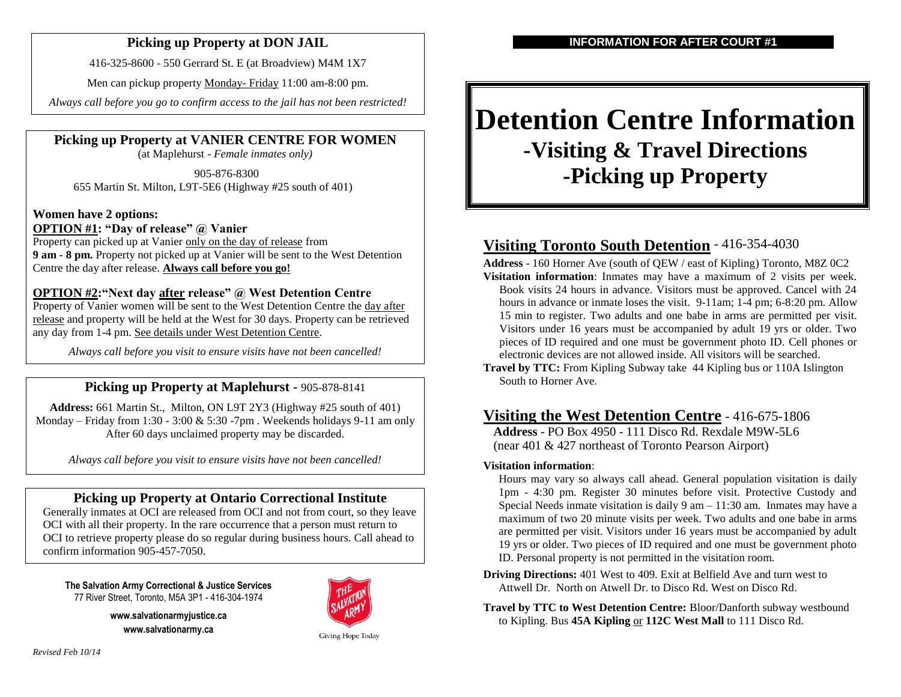## Picking up Property at DON JAIL

416-325-8600 - 550 Gerrard St. E (at Broadview) M4M 1X7

Men can pickup property Monday- Friday 11:00 am-8:00 pm.

*Always call before you go to confirm access to the jail has not been restricted!*

## Picking up Property at VANIER CENTRE FOR WOMEN

(at Maplehurst - *Female inmates only)*

905-876-8300
655 Martin St. Milton, L9T-5E6 (Highway #25 south of 401)

**Women have 2 options:**

**OPTION #1: "Day of release" @ Vanier**
Property can picked up at Vanier only on the day of release from **9 am - 8 pm.** Property not picked up at Vanier will be sent to the West Detention Centre the day after release. **Always call before you go!**

**OPTION #2:"Next day after release" @ West Detention Centre**
Property of Vanier women will be sent to the West Detention Centre the day after release and property will be held at the West for 30 days. Property can be retrieved any day from 1-4 pm. See details under West Detention Centre.

*Always call before you visit to ensure visits have not been cancelled!*

## Picking up Property at Maplehurst - 905-878-8141

**Address:** 661 Martin St., Milton, ON L9T 2Y3 (Highway #25 south of 401)
Monday – Friday from 1:30 - 3:00 & 5:30 -7pm . Weekends holidays 9-11 am only
After 60 days unclaimed property may be discarded.

*Always call before you visit to ensure visits have not been cancelled!*

## Picking up Property at Ontario Correctional Institute

Generally inmates at OCI are released from OCI and not from court, so they leave OCI with all their property. In the rare occurrence that a person must return to OCI to retrieve property please do so regular during business hours. Call ahead to confirm information 905-457-7050.

**The Salvation Army Correctional & Justice Services**
77 River Street, Toronto, M5A 3P1 - 416-304-1974

**www.salvationarmyjustice.ca**
**www.salvationarmy.ca**

Giving Hope Today

*Revised Feb 10/14*

**INFORMATION FOR AFTER COURT #1**

# Detention Centre Information
# -Visiting & Travel Directions
# -Picking up Property

## Visiting Toronto South Detention - 416-354-4030

**Address** - 160 Horner Ave (south of QEW / east of Kipling) Toronto, M8Z 0C2

**Visitation information**: Inmates may have a maximum of 2 visits per week. Book visits 24 hours in advance. Visitors must be approved. Cancel with 24 hours in advance or inmate loses the visit. 9-11am; 1-4 pm; 6-8:20 pm. Allow 15 min to register. Two adults and one babe in arms are permitted per visit. Visitors under 16 years must be accompanied by adult 19 yrs or older. Two pieces of ID required and one must be government photo ID. Cell phones or electronic devices are not allowed inside. All visitors will be searched.

**Travel by TTC:** From Kipling Subway take 44 Kipling bus or 110A Islington South to Horner Ave.

## Visiting the West Detention Centre - 416-675-1806

**Address** - PO Box 4950 - 111 Disco Rd. Rexdale M9W-5L6
(near 401 & 427 northeast of Toronto Pearson Airport)

**Visitation information**:
Hours may vary so always call ahead. General population visitation is daily 1pm - 4:30 pm. Register 30 minutes before visit. Protective Custody and Special Needs inmate visitation is daily 9 am – 11:30 am. Inmates may have a maximum of two 20 minute visits per week. Two adults and one babe in arms are permitted per visit. Visitors under 16 years must be accompanied by adult 19 yrs or older. Two pieces of ID required and one must be government photo ID. Personal property is not permitted in the visitation room.

**Driving Directions:** 401 West to 409. Exit at Belfield Ave and turn west to Attwell Dr. North on Atwell Dr. to Disco Rd. West on Disco Rd.

**Travel by TTC to West Detention Centre:** Bloor/Danforth subway westbound to Kipling. Bus **45A Kipling** or **112C West Mall** to 111 Disco Rd.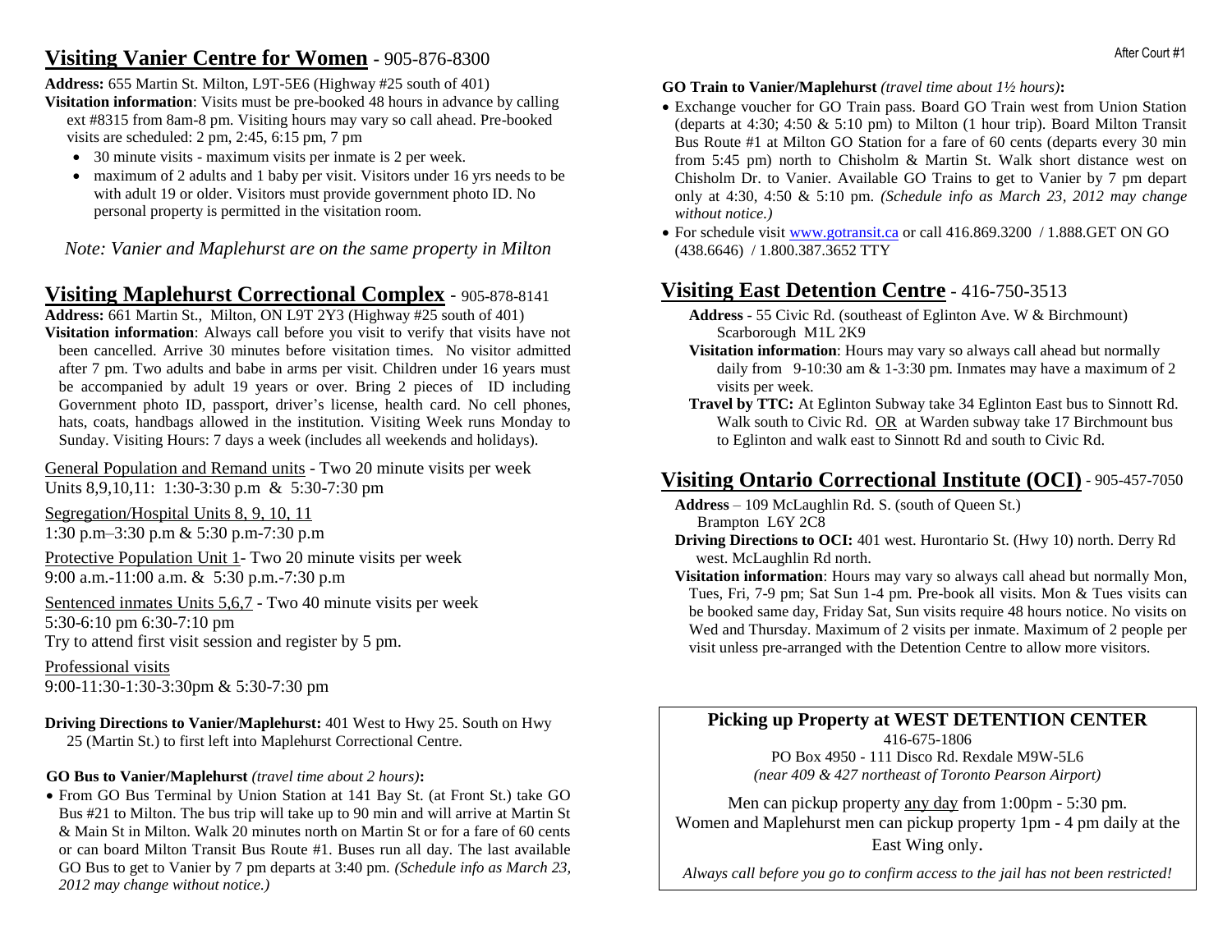## Visiting Vanier Centre for Women - 905-876-8300

**Address:** 655 Martin St. Milton, L9T-5E6 (Highway #25 south of 401)

**Visitation information**: Visits must be pre-booked 48 hours in advance by calling ext #8315 from 8am-8 pm. Visiting hours may vary so call ahead. Pre-booked visits are scheduled: 2 pm, 2:45, 6:15 pm, 7 pm

- 30 minute visits - maximum visits per inmate is 2 per week.
- maximum of 2 adults and 1 baby per visit. Visitors under 16 yrs needs to be with adult 19 or older. Visitors must provide government photo ID. No personal property is permitted in the visitation room.

*Note: Vanier and Maplehurst are on the same property in Milton*

## Visiting Maplehurst Correctional Complex - 905-878-8141

**Address:** 661 Martin St., Milton, ON L9T 2Y3 (Highway #25 south of 401)

**Visitation information**: Always call before you visit to verify that visits have not been cancelled. Arrive 30 minutes before visitation times. No visitor admitted after 7 pm. Two adults and babe in arms per visit. Children under 16 years must be accompanied by adult 19 years or over. Bring 2 pieces of ID including Government photo ID, passport, driver's license, health card. No cell phones, hats, coats, handbags allowed in the institution. Visiting Week runs Monday to Sunday. Visiting Hours: 7 days a week (includes all weekends and holidays).

General Population and Remand units - Two 20 minute visits per week
Units 8,9,10,11: 1:30-3:30 p.m & 5:30-7:30 pm

Segregation/Hospital Units 8, 9, 10, 11
1:30 p.m–3:30 p.m & 5:30 p.m-7:30 p.m

Protective Population Unit 1- Two 20 minute visits per week
9:00 a.m.-11:00 a.m. & 5:30 p.m.-7:30 p.m

Sentenced inmates Units 5,6,7 - Two 40 minute visits per week
5:30-6:10 pm 6:30-7:10 pm
Try to attend first visit session and register by 5 pm.

Professional visits
9:00-11:30-1:30-3:30pm & 5:30-7:30 pm

**Driving Directions to Vanier/Maplehurst:** 401 West to Hwy 25. South on Hwy 25 (Martin St.) to first left into Maplehurst Correctional Centre.

**GO Bus to Vanier/Maplehurst** *(travel time about 2 hours)***:**

- From GO Bus Terminal by Union Station at 141 Bay St. (at Front St.) take GO Bus #21 to Milton. The bus trip will take up to 90 min and will arrive at Martin St & Main St in Milton. Walk 20 minutes north on Martin St or for a fare of 60 cents or can board Milton Transit Bus Route #1. Buses run all day. The last available GO Bus to get to Vanier by 7 pm departs at 3:40 pm. *(Schedule info as March 23, 2012 may change without notice.)*

**GO Train to Vanier/Maplehurst** *(travel time about 1½ hours)***:**

- Exchange voucher for GO Train pass. Board GO Train west from Union Station (departs at 4:30; 4:50 & 5:10 pm) to Milton (1 hour trip). Board Milton Transit Bus Route #1 at Milton GO Station for a fare of 60 cents (departs every 30 min from 5:45 pm) north to Chisholm & Martin St. Walk short distance west on Chisholm Dr. to Vanier. Available GO Trains to get to Vanier by 7 pm depart only at 4:30, 4:50 & 5:10 pm. *(Schedule info as March 23, 2012 may change without notice.)*
- For schedule visit www.gotransit.ca or call 416.869.3200 / 1.888.GET ON GO (438.6646) / 1.800.387.3652 TTY

## Visiting East Detention Centre - 416-750-3513

**Address** - 55 Civic Rd. (southeast of Eglinton Ave. W & Birchmount) Scarborough M1L 2K9

**Visitation information**: Hours may vary so always call ahead but normally daily from 9-10:30 am & 1-3:30 pm. Inmates may have a maximum of 2 visits per week.

**Travel by TTC:** At Eglinton Subway take 34 Eglinton East bus to Sinnott Rd. Walk south to Civic Rd. OR at Warden subway take 17 Birchmount bus to Eglinton and walk east to Sinnott Rd and south to Civic Rd.

## Visiting Ontario Correctional Institute (OCI) - 905-457-7050

**Address** – 109 McLaughlin Rd. S. (south of Queen St.) Brampton L6Y 2C8

**Driving Directions to OCI:** 401 west. Hurontario St. (Hwy 10) north. Derry Rd west. McLaughlin Rd north.

**Visitation information**: Hours may vary so always call ahead but normally Mon, Tues, Fri, 7-9 pm; Sat Sun 1-4 pm. Pre-book all visits. Mon & Tues visits can be booked same day, Friday Sat, Sun visits require 48 hours notice. No visits on Wed and Thursday. Maximum of 2 visits per inmate. Maximum of 2 people per visit unless pre-arranged with the Detention Centre to allow more visitors.

### Picking up Property at WEST DETENTION CENTER

416-675-1806
PO Box 4950 - 111 Disco Rd. Rexdale M9W-5L6
*(near 409 & 427 northeast of Toronto Pearson Airport)*

Men can pickup property any day from 1:00pm - 5:30 pm.
Women and Maplehurst men can pickup property 1pm - 4 pm daily at the East Wing only.

*Always call before you go to confirm access to the jail has not been restricted!*